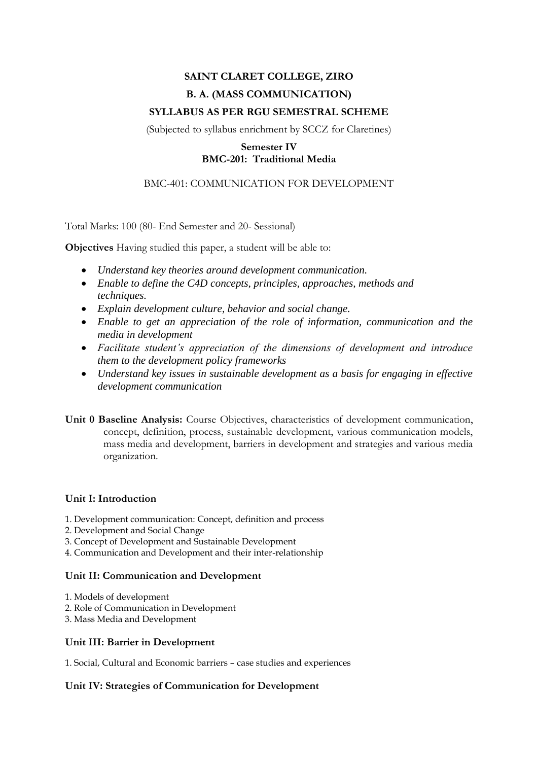**SAINT CLARET COLLEGE, ZIRO**

**B. A. (MASS COMMUNICATION)**

**SYLLABUS AS PER RGU SEMESTRAL SCHEME**

(Subjected to syllabus enrichment by SCCZ for Claretines)

**Semester IV**
**BMC-201: Traditional Media**

BMC-401: COMMUNICATION FOR DEVELOPMENT

Total Marks: 100 (80- End Semester and 20- Sessional)

**Objectives** Having studied this paper, a student will be able to:

- *Understand key theories around development communication.*
- *Enable to define the C4D concepts, principles, approaches, methods and techniques.*
- *Explain development culture, behavior and social change.*
- *Enable to get an appreciation of the role of information, communication and the media in development*
- *Facilitate student's appreciation of the dimensions of development and introduce them to the development policy frameworks*
- *Understand key issues in sustainable development as a basis for engaging in effective development communication*

**Unit 0 Baseline Analysis:** Course Objectives, characteristics of development communication, concept, definition, process, sustainable development, various communication models, mass media and development, barriers in development and strategies and various media organization.

**Unit I: Introduction**

1. Development communication: Concept, definition and process
2. Development and Social Change
3. Concept of Development and Sustainable Development
4. Communication and Development and their inter-relationship

**Unit II: Communication and Development**

1. Models of development
2. Role of Communication in Development
3. Mass Media and Development

**Unit III: Barrier in Development**

1. Social, Cultural and Economic barriers – case studies and experiences

**Unit IV: Strategies of Communication for Development**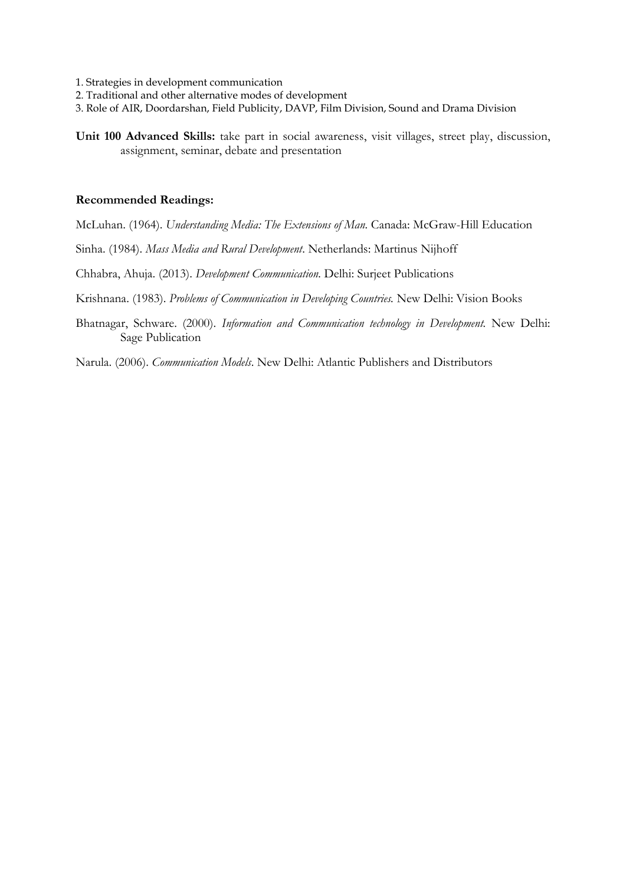1. Strategies in development communication
2. Traditional and other alternative modes of development
3. Role of AIR, Doordarshan, Field Publicity, DAVP, Film Division, Sound and Drama Division

**Unit 100 Advanced Skills:** take part in social awareness, visit villages, street play, discussion, assignment, seminar, debate and presentation

**Recommended Readings:**

McLuhan. (1964). *Understanding Media: The Extensions of Man.* Canada: McGraw-Hill Education

Sinha. (1984). *Mass Media and Rural Development*. Netherlands: Martinus Nijhoff

Chhabra, Ahuja. (2013). *Development Communication.* Delhi: Surjeet Publications

Krishnana. (1983). *Problems of Communication in Developing Countries.* New Delhi: Vision Books

Bhatnagar, Schware. (2000). *Information and Communication technology in Development.* New Delhi: Sage Publication

Narula. (2006). *Communication Models*. New Delhi: Atlantic Publishers and Distributors